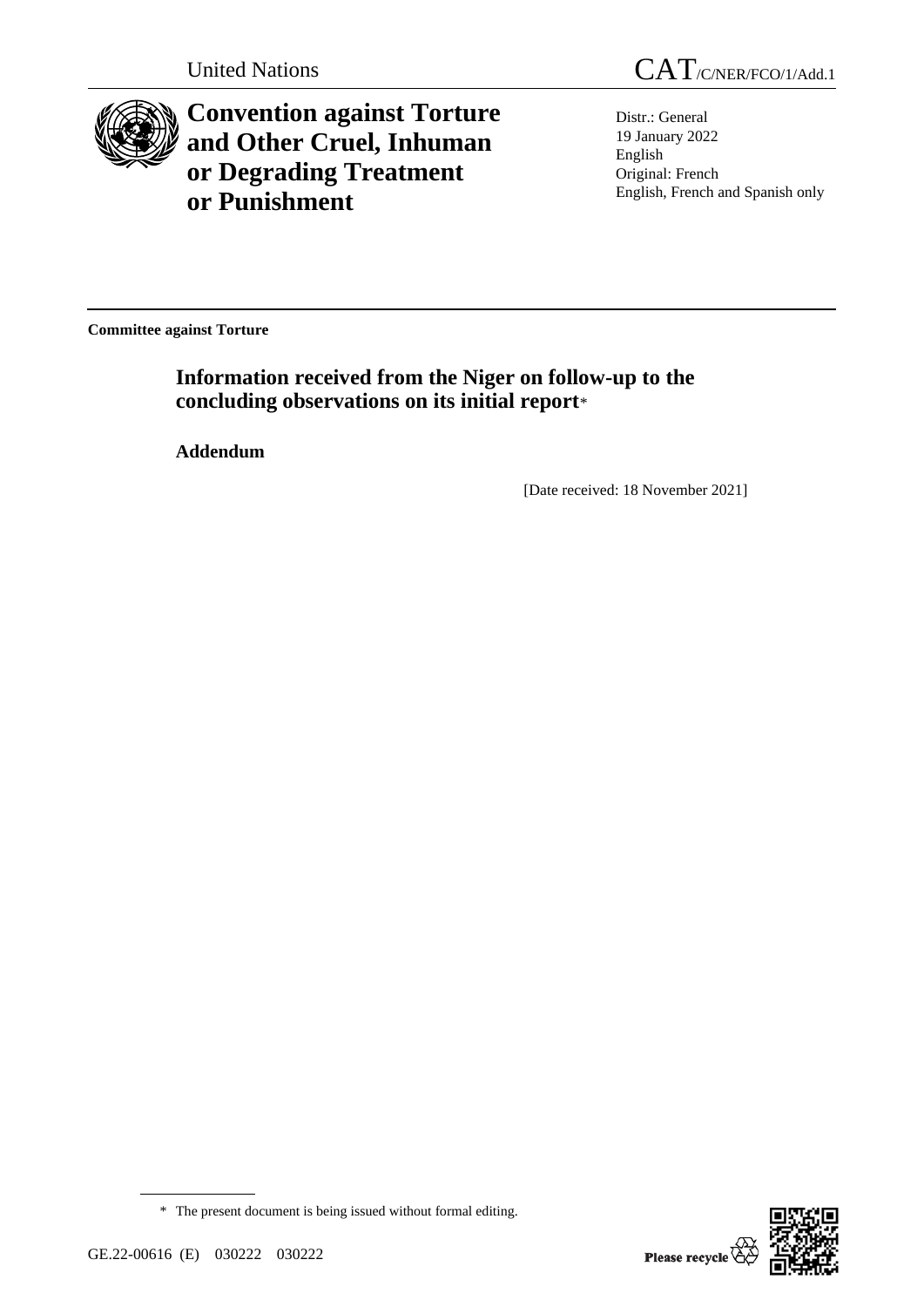United Nations

CAT/C/NER/FCO/1/Add.1

# Convention against Torture and Other Cruel, Inhuman or Degrading Treatment or Punishment

Distr.: General
19 January 2022
English
Original: French
English, French and Spanish only

**Committee against Torture**

## Information received from the Niger on follow-up to the concluding observations on its initial report*

**Addendum**

[Date received: 18 November 2021]

* The present document is being issued without formal editing.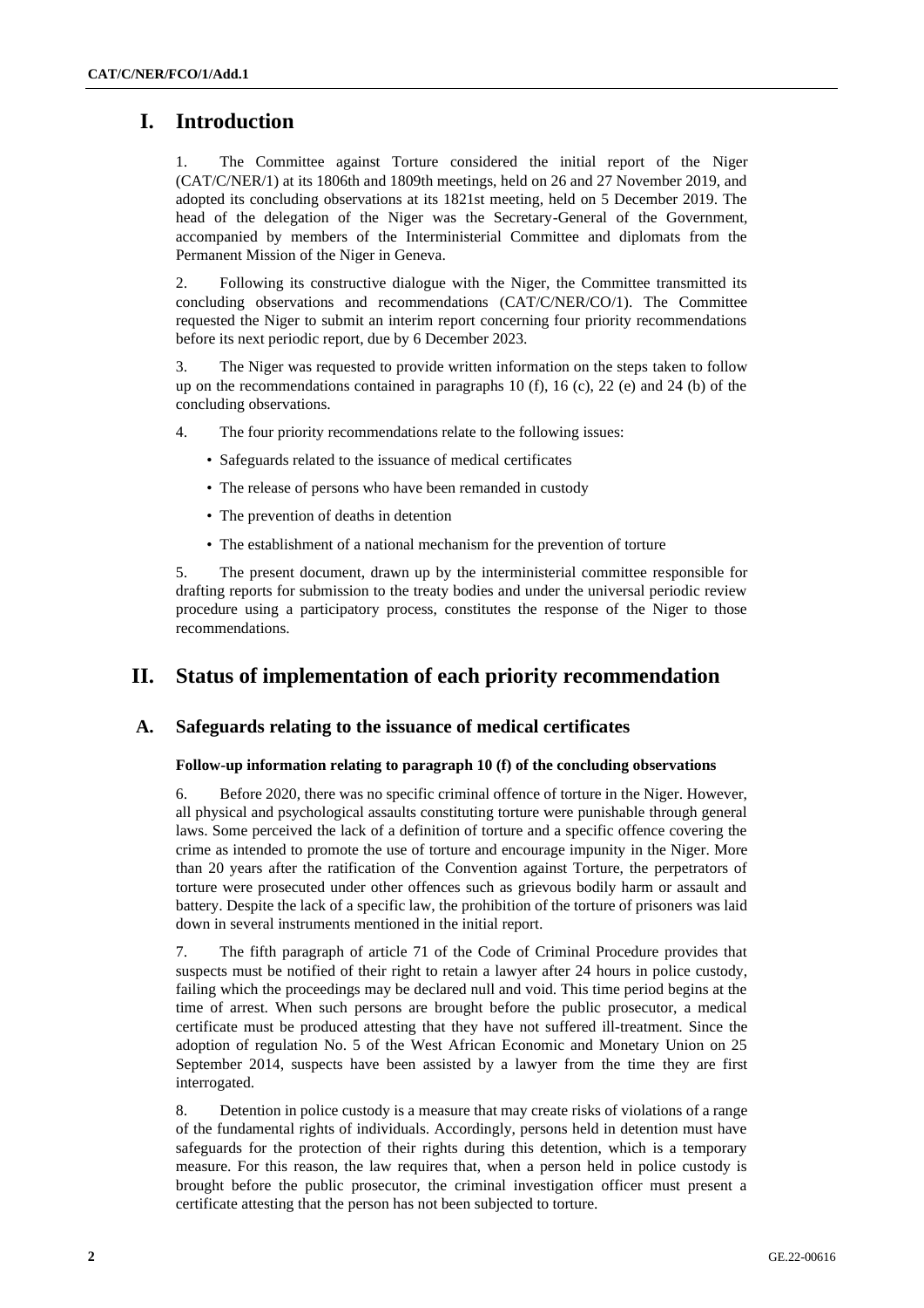# I. Introduction

1. The Committee against Torture considered the initial report of the Niger (CAT/C/NER/1) at its 1806th and 1809th meetings, held on 26 and 27 November 2019, and adopted its concluding observations at its 1821st meeting, held on 5 December 2019. The head of the delegation of the Niger was the Secretary-General of the Government, accompanied by members of the Interministerial Committee and diplomats from the Permanent Mission of the Niger in Geneva.

2. Following its constructive dialogue with the Niger, the Committee transmitted its concluding observations and recommendations (CAT/C/NER/CO/1). The Committee requested the Niger to submit an interim report concerning four priority recommendations before its next periodic report, due by 6 December 2023.

3. The Niger was requested to provide written information on the steps taken to follow up on the recommendations contained in paragraphs 10 (f), 16 (c), 22 (e) and 24 (b) of the concluding observations.

4. The four priority recommendations relate to the following issues:

- Safeguards related to the issuance of medical certificates
- The release of persons who have been remanded in custody
- The prevention of deaths in detention
- The establishment of a national mechanism for the prevention of torture

5. The present document, drawn up by the interministerial committee responsible for drafting reports for submission to the treaty bodies and under the universal periodic review procedure using a participatory process, constitutes the response of the Niger to those recommendations.

# II. Status of implementation of each priority recommendation

## A. Safeguards relating to the issuance of medical certificates

### Follow-up information relating to paragraph 10 (f) of the concluding observations

6. Before 2020, there was no specific criminal offence of torture in the Niger. However, all physical and psychological assaults constituting torture were punishable through general laws. Some perceived the lack of a definition of torture and a specific offence covering the crime as intended to promote the use of torture and encourage impunity in the Niger. More than 20 years after the ratification of the Convention against Torture, the perpetrators of torture were prosecuted under other offences such as grievous bodily harm or assault and battery. Despite the lack of a specific law, the prohibition of the torture of prisoners was laid down in several instruments mentioned in the initial report.

7. The fifth paragraph of article 71 of the Code of Criminal Procedure provides that suspects must be notified of their right to retain a lawyer after 24 hours in police custody, failing which the proceedings may be declared null and void. This time period begins at the time of arrest. When such persons are brought before the public prosecutor, a medical certificate must be produced attesting that they have not suffered ill-treatment. Since the adoption of regulation No. 5 of the West African Economic and Monetary Union on 25 September 2014, suspects have been assisted by a lawyer from the time they are first interrogated.

8. Detention in police custody is a measure that may create risks of violations of a range of the fundamental rights of individuals. Accordingly, persons held in detention must have safeguards for the protection of their rights during this detention, which is a temporary measure. For this reason, the law requires that, when a person held in police custody is brought before the public prosecutor, the criminal investigation officer must present a certificate attesting that the person has not been subjected to torture.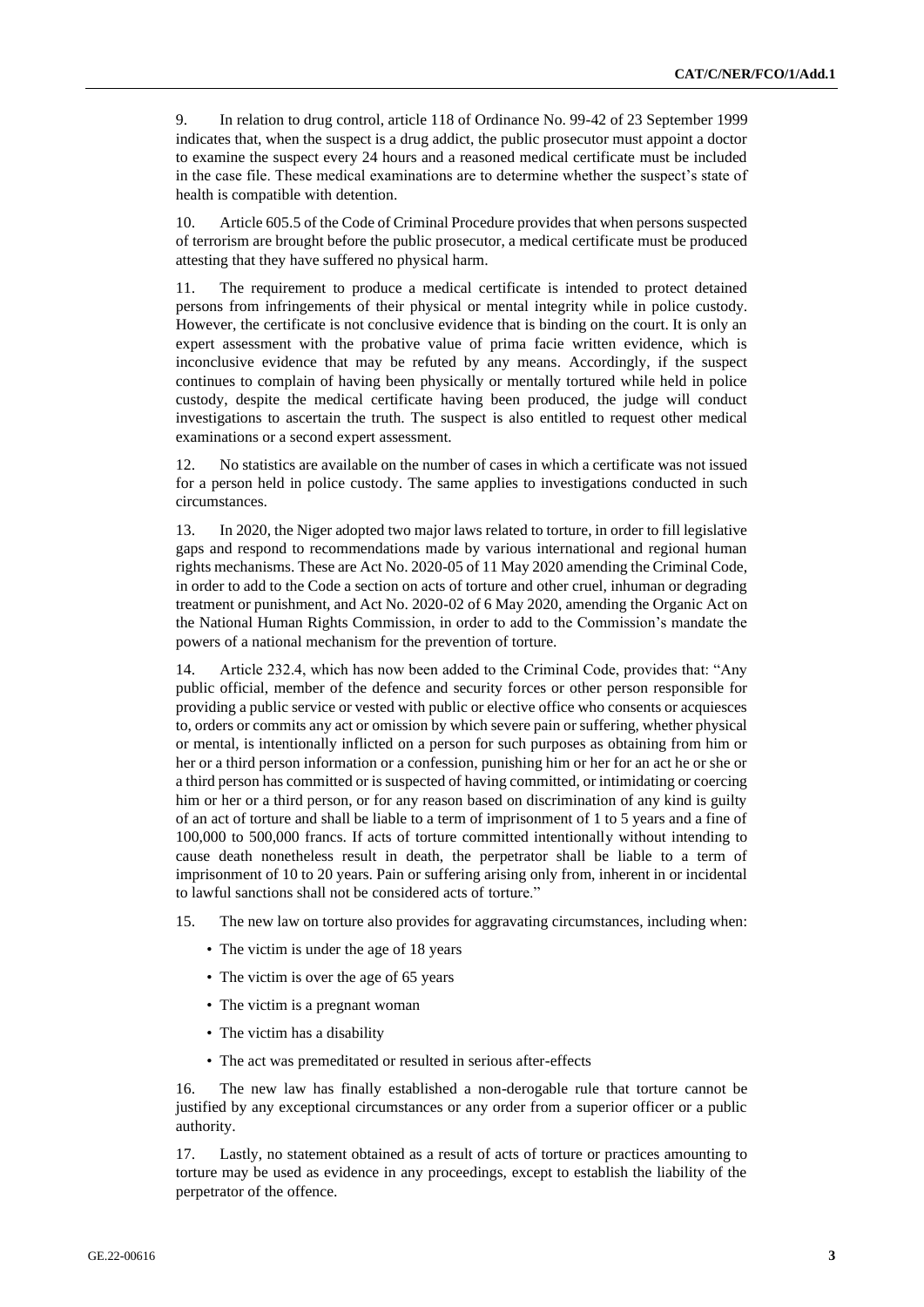9. In relation to drug control, article 118 of Ordinance No. 99-42 of 23 September 1999 indicates that, when the suspect is a drug addict, the public prosecutor must appoint a doctor to examine the suspect every 24 hours and a reasoned medical certificate must be included in the case file. These medical examinations are to determine whether the suspect's state of health is compatible with detention.

10. Article 605.5 of the Code of Criminal Procedure provides that when persons suspected of terrorism are brought before the public prosecutor, a medical certificate must be produced attesting that they have suffered no physical harm.

11. The requirement to produce a medical certificate is intended to protect detained persons from infringements of their physical or mental integrity while in police custody. However, the certificate is not conclusive evidence that is binding on the court. It is only an expert assessment with the probative value of prima facie written evidence, which is inconclusive evidence that may be refuted by any means. Accordingly, if the suspect continues to complain of having been physically or mentally tortured while held in police custody, despite the medical certificate having been produced, the judge will conduct investigations to ascertain the truth. The suspect is also entitled to request other medical examinations or a second expert assessment.

12. No statistics are available on the number of cases in which a certificate was not issued for a person held in police custody. The same applies to investigations conducted in such circumstances.

13. In 2020, the Niger adopted two major laws related to torture, in order to fill legislative gaps and respond to recommendations made by various international and regional human rights mechanisms. These are Act No. 2020-05 of 11 May 2020 amending the Criminal Code, in order to add to the Code a section on acts of torture and other cruel, inhuman or degrading treatment or punishment, and Act No. 2020-02 of 6 May 2020, amending the Organic Act on the National Human Rights Commission, in order to add to the Commission's mandate the powers of a national mechanism for the prevention of torture.

14. Article 232.4, which has now been added to the Criminal Code, provides that: "Any public official, member of the defence and security forces or other person responsible for providing a public service or vested with public or elective office who consents or acquiesces to, orders or commits any act or omission by which severe pain or suffering, whether physical or mental, is intentionally inflicted on a person for such purposes as obtaining from him or her or a third person information or a confession, punishing him or her for an act he or she or a third person has committed or is suspected of having committed, or intimidating or coercing him or her or a third person, or for any reason based on discrimination of any kind is guilty of an act of torture and shall be liable to a term of imprisonment of 1 to 5 years and a fine of 100,000 to 500,000 francs. If acts of torture committed intentionally without intending to cause death nonetheless result in death, the perpetrator shall be liable to a term of imprisonment of 10 to 20 years. Pain or suffering arising only from, inherent in or incidental to lawful sanctions shall not be considered acts of torture."

15. The new law on torture also provides for aggravating circumstances, including when:

- The victim is under the age of 18 years
- The victim is over the age of 65 years
- The victim is a pregnant woman
- The victim has a disability
- The act was premeditated or resulted in serious after-effects

16. The new law has finally established a non-derogable rule that torture cannot be justified by any exceptional circumstances or any order from a superior officer or a public authority.

17. Lastly, no statement obtained as a result of acts of torture or practices amounting to torture may be used as evidence in any proceedings, except to establish the liability of the perpetrator of the offence.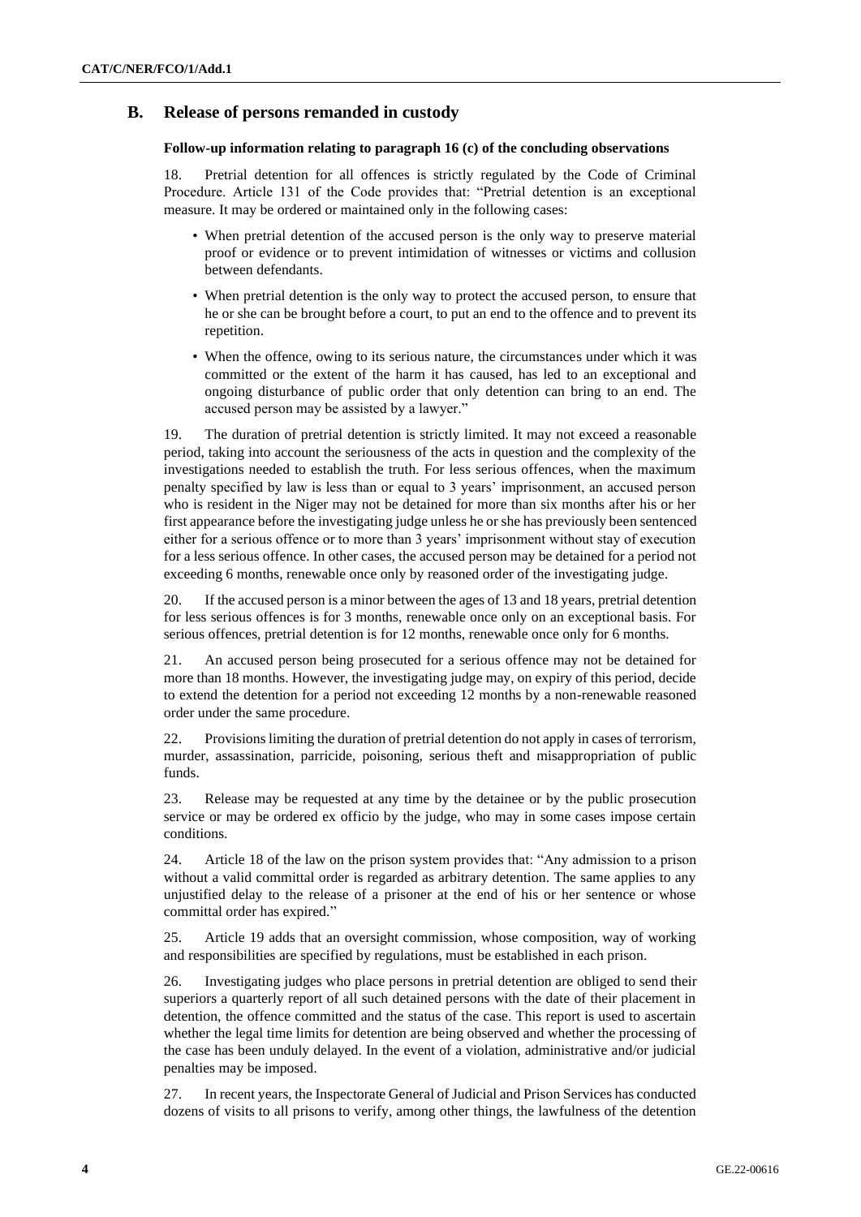## B. Release of persons remanded in custody

**Follow-up information relating to paragraph 16 (c) of the concluding observations**

18. Pretrial detention for all offences is strictly regulated by the Code of Criminal Procedure. Article 131 of the Code provides that: "Pretrial detention is an exceptional measure. It may be ordered or maintained only in the following cases:

- When pretrial detention of the accused person is the only way to preserve material proof or evidence or to prevent intimidation of witnesses or victims and collusion between defendants.
- When pretrial detention is the only way to protect the accused person, to ensure that he or she can be brought before a court, to put an end to the offence and to prevent its repetition.
- When the offence, owing to its serious nature, the circumstances under which it was committed or the extent of the harm it has caused, has led to an exceptional and ongoing disturbance of public order that only detention can bring to an end. The accused person may be assisted by a lawyer."

19. The duration of pretrial detention is strictly limited. It may not exceed a reasonable period, taking into account the seriousness of the acts in question and the complexity of the investigations needed to establish the truth. For less serious offences, when the maximum penalty specified by law is less than or equal to 3 years' imprisonment, an accused person who is resident in the Niger may not be detained for more than six months after his or her first appearance before the investigating judge unless he or she has previously been sentenced either for a serious offence or to more than 3 years' imprisonment without stay of execution for a less serious offence. In other cases, the accused person may be detained for a period not exceeding 6 months, renewable once only by reasoned order of the investigating judge.

20. If the accused person is a minor between the ages of 13 and 18 years, pretrial detention for less serious offences is for 3 months, renewable once only on an exceptional basis. For serious offences, pretrial detention is for 12 months, renewable once only for 6 months.

21. An accused person being prosecuted for a serious offence may not be detained for more than 18 months. However, the investigating judge may, on expiry of this period, decide to extend the detention for a period not exceeding 12 months by a non-renewable reasoned order under the same procedure.

22. Provisions limiting the duration of pretrial detention do not apply in cases of terrorism, murder, assassination, parricide, poisoning, serious theft and misappropriation of public funds.

23. Release may be requested at any time by the detainee or by the public prosecution service or may be ordered ex officio by the judge, who may in some cases impose certain conditions.

24. Article 18 of the law on the prison system provides that: "Any admission to a prison without a valid committal order is regarded as arbitrary detention. The same applies to any unjustified delay to the release of a prisoner at the end of his or her sentence or whose committal order has expired."

25. Article 19 adds that an oversight commission, whose composition, way of working and responsibilities are specified by regulations, must be established in each prison.

26. Investigating judges who place persons in pretrial detention are obliged to send their superiors a quarterly report of all such detained persons with the date of their placement in detention, the offence committed and the status of the case. This report is used to ascertain whether the legal time limits for detention are being observed and whether the processing of the case has been unduly delayed. In the event of a violation, administrative and/or judicial penalties may be imposed.

27. In recent years, the Inspectorate General of Judicial and Prison Services has conducted dozens of visits to all prisons to verify, among other things, the lawfulness of the detention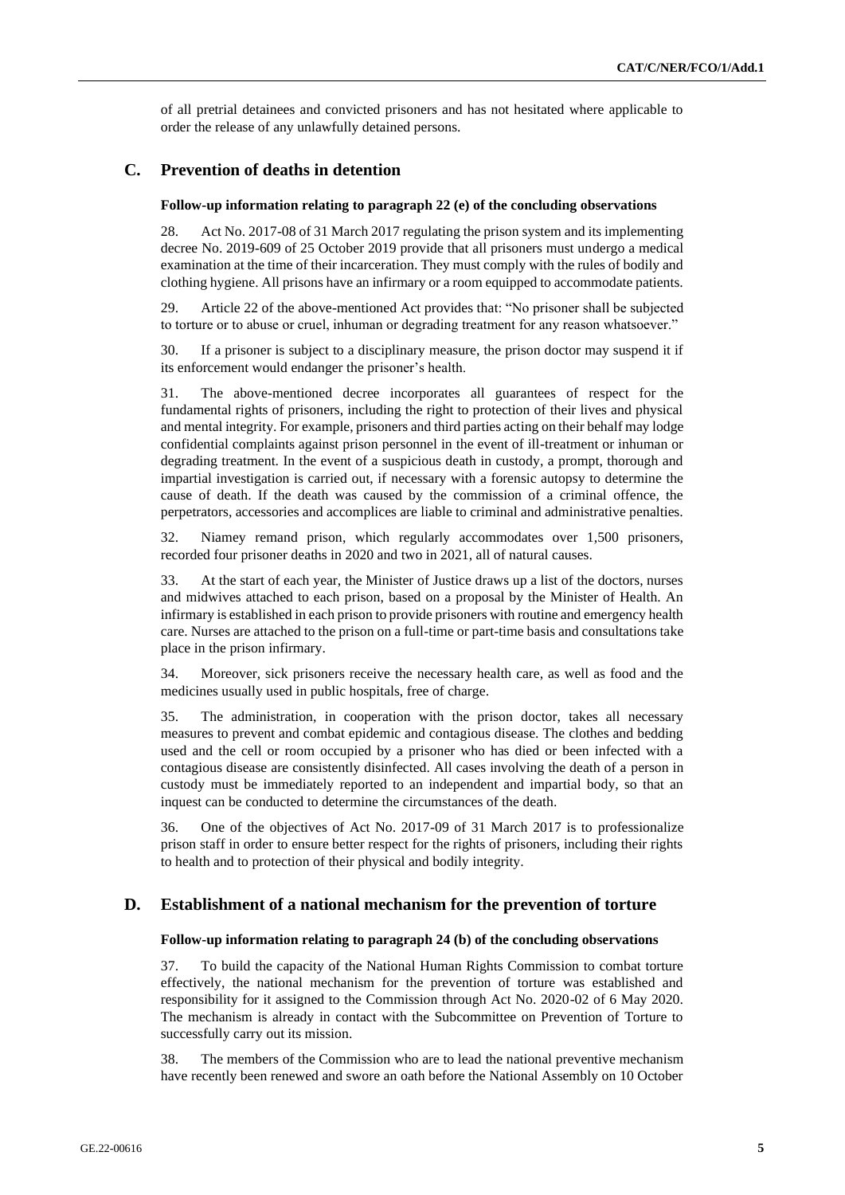of all pretrial detainees and convicted prisoners and has not hesitated where applicable to order the release of any unlawfully detained persons.

## C. Prevention of deaths in detention

#### Follow-up information relating to paragraph 22 (e) of the concluding observations

28. Act No. 2017-08 of 31 March 2017 regulating the prison system and its implementing decree No. 2019-609 of 25 October 2019 provide that all prisoners must undergo a medical examination at the time of their incarceration. They must comply with the rules of bodily and clothing hygiene. All prisons have an infirmary or a room equipped to accommodate patients.

29. Article 22 of the above-mentioned Act provides that: "No prisoner shall be subjected to torture or to abuse or cruel, inhuman or degrading treatment for any reason whatsoever."

30. If a prisoner is subject to a disciplinary measure, the prison doctor may suspend it if its enforcement would endanger the prisoner's health.

31. The above-mentioned decree incorporates all guarantees of respect for the fundamental rights of prisoners, including the right to protection of their lives and physical and mental integrity. For example, prisoners and third parties acting on their behalf may lodge confidential complaints against prison personnel in the event of ill-treatment or inhuman or degrading treatment. In the event of a suspicious death in custody, a prompt, thorough and impartial investigation is carried out, if necessary with a forensic autopsy to determine the cause of death. If the death was caused by the commission of a criminal offence, the perpetrators, accessories and accomplices are liable to criminal and administrative penalties.

32. Niamey remand prison, which regularly accommodates over 1,500 prisoners, recorded four prisoner deaths in 2020 and two in 2021, all of natural causes.

33. At the start of each year, the Minister of Justice draws up a list of the doctors, nurses and midwives attached to each prison, based on a proposal by the Minister of Health. An infirmary is established in each prison to provide prisoners with routine and emergency health care. Nurses are attached to the prison on a full-time or part-time basis and consultations take place in the prison infirmary.

34. Moreover, sick prisoners receive the necessary health care, as well as food and the medicines usually used in public hospitals, free of charge.

35. The administration, in cooperation with the prison doctor, takes all necessary measures to prevent and combat epidemic and contagious disease. The clothes and bedding used and the cell or room occupied by a prisoner who has died or been infected with a contagious disease are consistently disinfected. All cases involving the death of a person in custody must be immediately reported to an independent and impartial body, so that an inquest can be conducted to determine the circumstances of the death.

36. One of the objectives of Act No. 2017-09 of 31 March 2017 is to professionalize prison staff in order to ensure better respect for the rights of prisoners, including their rights to health and to protection of their physical and bodily integrity.

## D. Establishment of a national mechanism for the prevention of torture

#### Follow-up information relating to paragraph 24 (b) of the concluding observations

37. To build the capacity of the National Human Rights Commission to combat torture effectively, the national mechanism for the prevention of torture was established and responsibility for it assigned to the Commission through Act No. 2020-02 of 6 May 2020. The mechanism is already in contact with the Subcommittee on Prevention of Torture to successfully carry out its mission.

38. The members of the Commission who are to lead the national preventive mechanism have recently been renewed and swore an oath before the National Assembly on 10 October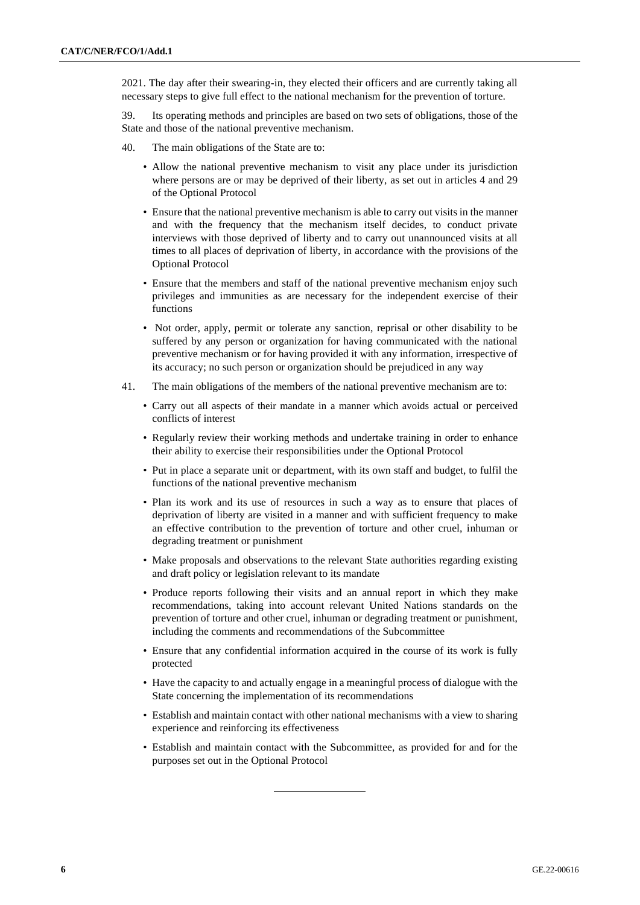2021. The day after their swearing-in, they elected their officers and are currently taking all necessary steps to give full effect to the national mechanism for the prevention of torture.

39. Its operating methods and principles are based on two sets of obligations, those of the State and those of the national preventive mechanism.

40. The main obligations of the State are to:

- Allow the national preventive mechanism to visit any place under its jurisdiction where persons are or may be deprived of their liberty, as set out in articles 4 and 29 of the Optional Protocol
- Ensure that the national preventive mechanism is able to carry out visits in the manner and with the frequency that the mechanism itself decides, to conduct private interviews with those deprived of liberty and to carry out unannounced visits at all times to all places of deprivation of liberty, in accordance with the provisions of the Optional Protocol
- Ensure that the members and staff of the national preventive mechanism enjoy such privileges and immunities as are necessary for the independent exercise of their functions
- Not order, apply, permit or tolerate any sanction, reprisal or other disability to be suffered by any person or organization for having communicated with the national preventive mechanism or for having provided it with any information, irrespective of its accuracy; no such person or organization should be prejudiced in any way

41. The main obligations of the members of the national preventive mechanism are to:

- Carry out all aspects of their mandate in a manner which avoids actual or perceived conflicts of interest
- Regularly review their working methods and undertake training in order to enhance their ability to exercise their responsibilities under the Optional Protocol
- Put in place a separate unit or department, with its own staff and budget, to fulfil the functions of the national preventive mechanism
- Plan its work and its use of resources in such a way as to ensure that places of deprivation of liberty are visited in a manner and with sufficient frequency to make an effective contribution to the prevention of torture and other cruel, inhuman or degrading treatment or punishment
- Make proposals and observations to the relevant State authorities regarding existing and draft policy or legislation relevant to its mandate
- Produce reports following their visits and an annual report in which they make recommendations, taking into account relevant United Nations standards on the prevention of torture and other cruel, inhuman or degrading treatment or punishment, including the comments and recommendations of the Subcommittee
- Ensure that any confidential information acquired in the course of its work is fully protected
- Have the capacity to and actually engage in a meaningful process of dialogue with the State concerning the implementation of its recommendations
- Establish and maintain contact with other national mechanisms with a view to sharing experience and reinforcing its effectiveness
- Establish and maintain contact with the Subcommittee, as provided for and for the purposes set out in the Optional Protocol